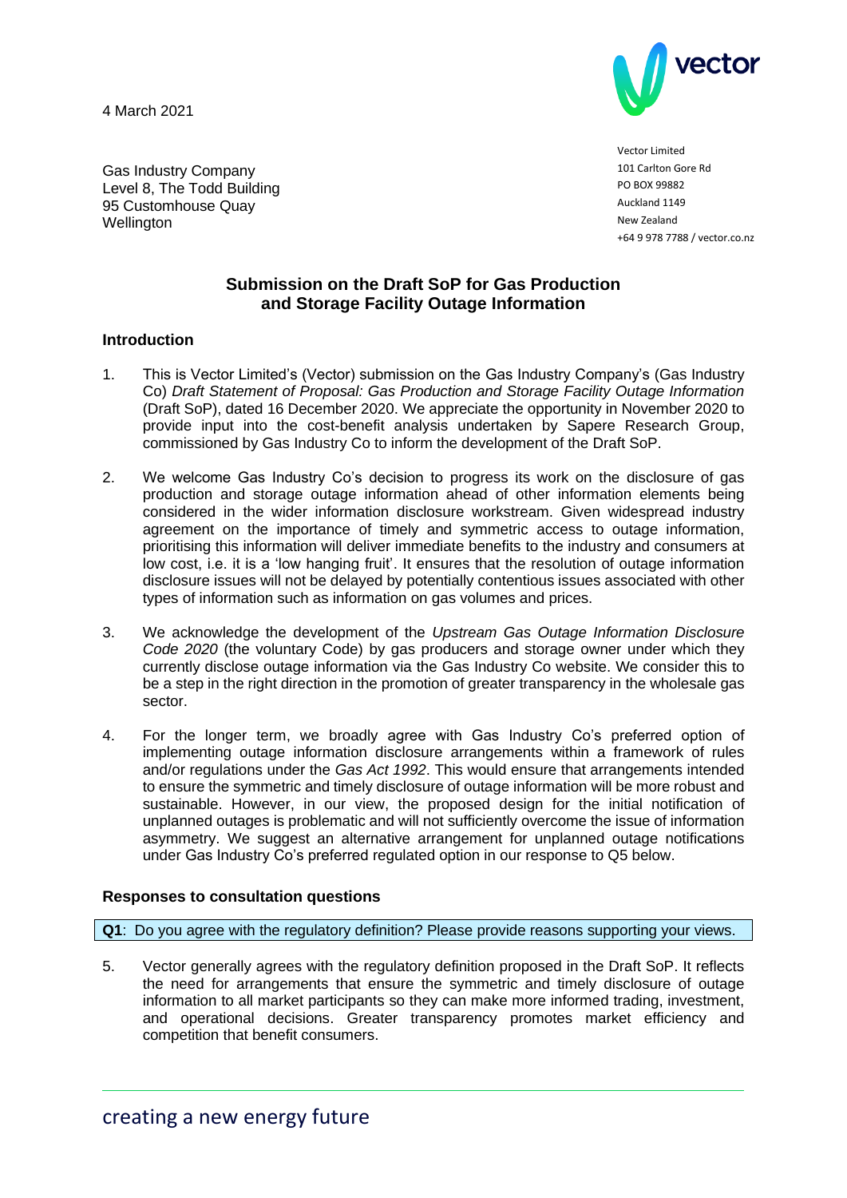4 March 2021

Vector Limited
101 Carlton Gore Rd
PO BOX 99882
Auckland 1149
New Zealand
+64 9 978 7788 / vector.co.nz

Gas Industry Company
Level 8, The Todd Building
95 Customhouse Quay
Wellington

## Submission on the Draft SoP for Gas Production and Storage Facility Outage Information

### Introduction

1. This is Vector Limited's (Vector) submission on the Gas Industry Company's (Gas Industry Co) *Draft Statement of Proposal: Gas Production and Storage Facility Outage Information* (Draft SoP), dated 16 December 2020. We appreciate the opportunity in November 2020 to provide input into the cost-benefit analysis undertaken by Sapere Research Group, commissioned by Gas Industry Co to inform the development of the Draft SoP.

2. We welcome Gas Industry Co's decision to progress its work on the disclosure of gas production and storage outage information ahead of other information elements being considered in the wider information disclosure workstream. Given widespread industry agreement on the importance of timely and symmetric access to outage information, prioritising this information will deliver immediate benefits to the industry and consumers at low cost, i.e. it is a 'low hanging fruit'. It ensures that the resolution of outage information disclosure issues will not be delayed by potentially contentious issues associated with other types of information such as information on gas volumes and prices.

3. We acknowledge the development of the *Upstream Gas Outage Information Disclosure Code 2020* (the voluntary Code) by gas producers and storage owner under which they currently disclose outage information via the Gas Industry Co website. We consider this to be a step in the right direction in the promotion of greater transparency in the wholesale gas sector.

4. For the longer term, we broadly agree with Gas Industry Co's preferred option of implementing outage information disclosure arrangements within a framework of rules and/or regulations under the *Gas Act 1992*. This would ensure that arrangements intended to ensure the symmetric and timely disclosure of outage information will be more robust and sustainable. However, in our view, the proposed design for the initial notification of unplanned outages is problematic and will not sufficiently overcome the issue of information asymmetry. We suggest an alternative arrangement for unplanned outage notifications under Gas Industry Co's preferred regulated option in our response to Q5 below.

### Responses to consultation questions

**Q1**: Do you agree with the regulatory definition? Please provide reasons supporting your views.

5. Vector generally agrees with the regulatory definition proposed in the Draft SoP. It reflects the need for arrangements that ensure the symmetric and timely disclosure of outage information to all market participants so they can make more informed trading, investment, and operational decisions. Greater transparency promotes market efficiency and competition that benefit consumers.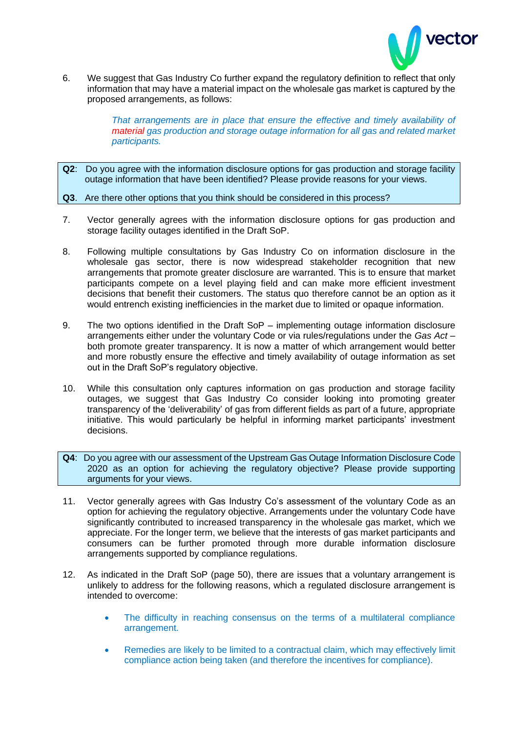6. We suggest that Gas Industry Co further expand the regulatory definition to reflect that only information that may have a material impact on the wholesale gas market is captured by the proposed arrangements, as follows:

> *That arrangements are in place that ensure the effective and timely availability of material gas production and storage outage information for all gas and related market participants.*

> **Q2**: Do you agree with the information disclosure options for gas production and storage facility outage information that have been identified? Please provide reasons for your views.
>
> **Q3**. Are there other options that you think should be considered in this process?

7. Vector generally agrees with the information disclosure options for gas production and storage facility outages identified in the Draft SoP.

8. Following multiple consultations by Gas Industry Co on information disclosure in the wholesale gas sector, there is now widespread stakeholder recognition that new arrangements that promote greater disclosure are warranted. This is to ensure that market participants compete on a level playing field and can make more efficient investment decisions that benefit their customers. The status quo therefore cannot be an option as it would entrench existing inefficiencies in the market due to limited or opaque information.

9. The two options identified in the Draft SoP – implementing outage information disclosure arrangements either under the voluntary Code or via rules/regulations under the *Gas Act* – both promote greater transparency. It is now a matter of which arrangement would better and more robustly ensure the effective and timely availability of outage information as set out in the Draft SoP's regulatory objective.

10. While this consultation only captures information on gas production and storage facility outages, we suggest that Gas Industry Co consider looking into promoting greater transparency of the 'deliverability' of gas from different fields as part of a future, appropriate initiative. This would particularly be helpful in informing market participants' investment decisions.

> **Q4**: Do you agree with our assessment of the Upstream Gas Outage Information Disclosure Code 2020 as an option for achieving the regulatory objective? Please provide supporting arguments for your views.

11. Vector generally agrees with Gas Industry Co's assessment of the voluntary Code as an option for achieving the regulatory objective. Arrangements under the voluntary Code have significantly contributed to increased transparency in the wholesale gas market, which we appreciate. For the longer term, we believe that the interests of gas market participants and consumers can be further promoted through more durable information disclosure arrangements supported by compliance regulations.

12. As indicated in the Draft SoP (page 50), there are issues that a voluntary arrangement is unlikely to address for the following reasons, which a regulated disclosure arrangement is intended to overcome:

    - The difficulty in reaching consensus on the terms of a multilateral compliance arrangement.
    - Remedies are likely to be limited to a contractual claim, which may effectively limit compliance action being taken (and therefore the incentives for compliance).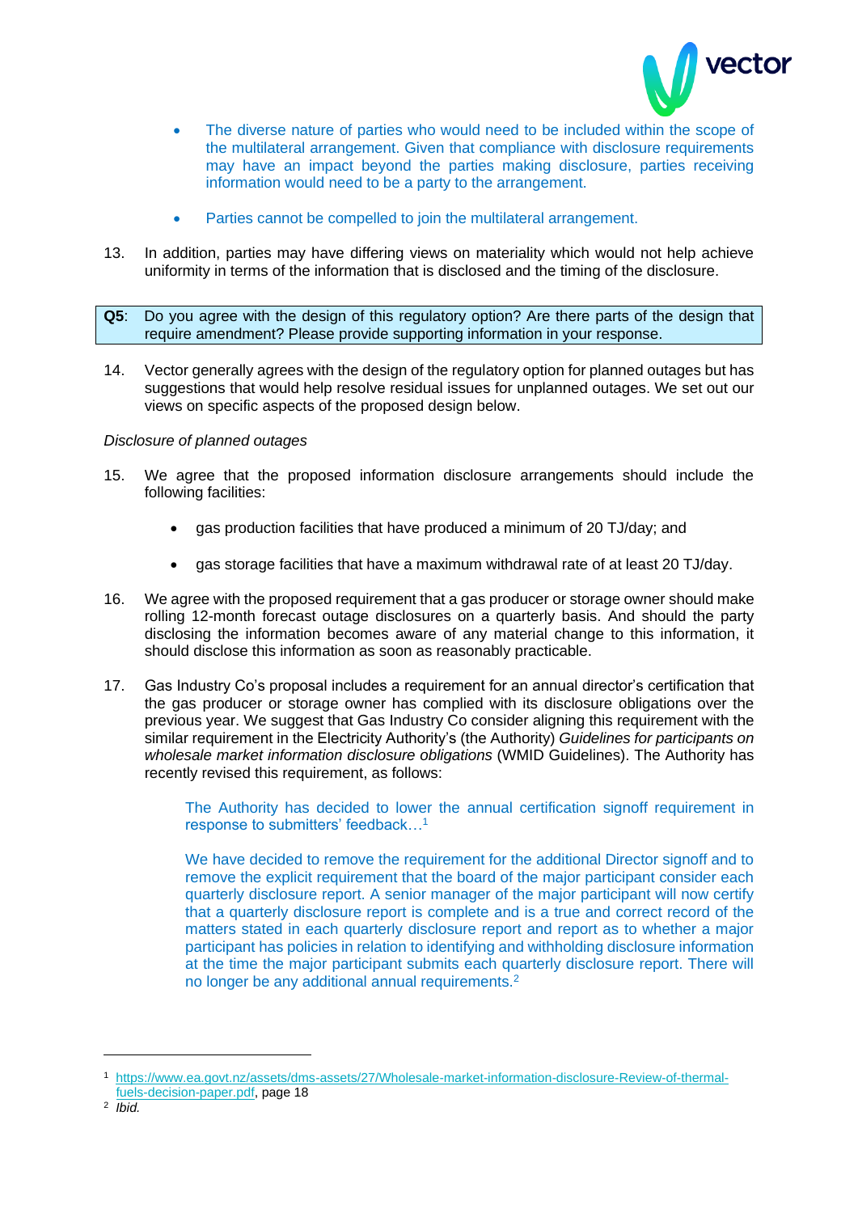- The diverse nature of parties who would need to be included within the scope of the multilateral arrangement. Given that compliance with disclosure requirements may have an impact beyond the parties making disclosure, parties receiving information would need to be a party to the arrangement.

- Parties cannot be compelled to join the multilateral arrangement.

13. In addition, parties may have differing views on materiality which would not help achieve uniformity in terms of the information that is disclosed and the timing of the disclosure.

**Q5**: Do you agree with the design of this regulatory option? Are there parts of the design that require amendment? Please provide supporting information in your response.

14. Vector generally agrees with the design of the regulatory option for planned outages but has suggestions that would help resolve residual issues for unplanned outages. We set out our views on specific aspects of the proposed design below.

*Disclosure of planned outages*

15. We agree that the proposed information disclosure arrangements should include the following facilities:

    - gas production facilities that have produced a minimum of 20 TJ/day; and

    - gas storage facilities that have a maximum withdrawal rate of at least 20 TJ/day.

16. We agree with the proposed requirement that a gas producer or storage owner should make rolling 12-month forecast outage disclosures on a quarterly basis. And should the party disclosing the information becomes aware of any material change to this information, it should disclose this information as soon as reasonably practicable.

17. Gas Industry Co's proposal includes a requirement for an annual director's certification that the gas producer or storage owner has complied with its disclosure obligations over the previous year. We suggest that Gas Industry Co consider aligning this requirement with the similar requirement in the Electricity Authority's (the Authority) *Guidelines for participants on wholesale market information disclosure obligations* (WMID Guidelines). The Authority has recently revised this requirement, as follows:

    > The Authority has decided to lower the annual certification signoff requirement in response to submitters' feedback…[1]
    >
    > We have decided to remove the requirement for the additional Director signoff and to remove the explicit requirement that the board of the major participant consider each quarterly disclosure report. A senior manager of the major participant will now certify that a quarterly disclosure report is complete and is a true and correct record of the matters stated in each quarterly disclosure report and report as to whether a major participant has policies in relation to identifying and withholding disclosure information at the time the major participant submits each quarterly disclosure report. There will no longer be any additional annual requirements.[2]

---

[1] https://www.ea.govt.nz/assets/dms-assets/27/Wholesale-market-information-disclosure-Review-of-thermal-fuels-decision-paper.pdf, page 18

[2] *Ibid.*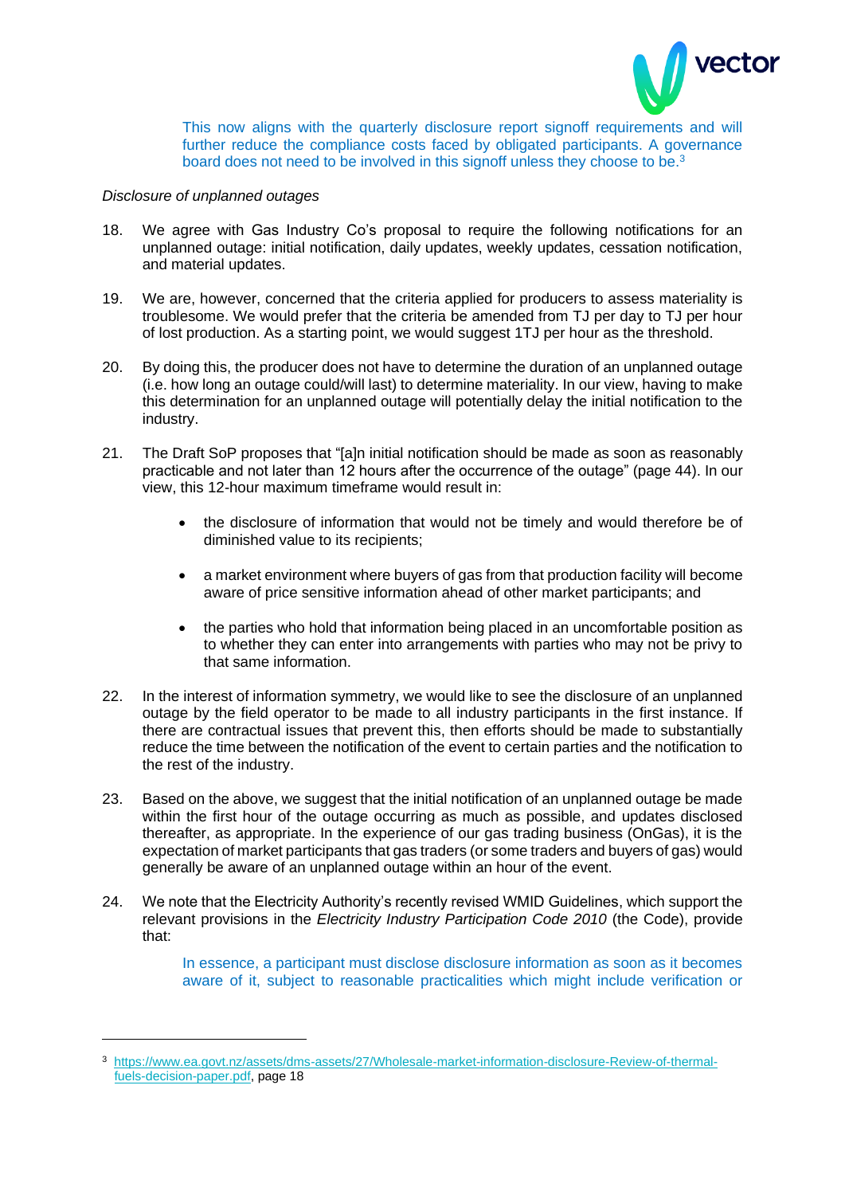> This now aligns with the quarterly disclosure report signoff requirements and will further reduce the compliance costs faced by obligated participants. A governance board does not need to be involved in this signoff unless they choose to be.[3]

*Disclosure of unplanned outages*

18. We agree with Gas Industry Co's proposal to require the following notifications for an unplanned outage: initial notification, daily updates, weekly updates, cessation notification, and material updates.

19. We are, however, concerned that the criteria applied for producers to assess materiality is troublesome. We would prefer that the criteria be amended from TJ per day to TJ per hour of lost production. As a starting point, we would suggest 1TJ per hour as the threshold.

20. By doing this, the producer does not have to determine the duration of an unplanned outage (i.e. how long an outage could/will last) to determine materiality. In our view, having to make this determination for an unplanned outage will potentially delay the initial notification to the industry.

21. The Draft SoP proposes that "[a]n initial notification should be made as soon as reasonably practicable and not later than 12 hours after the occurrence of the outage" (page 44). In our view, this 12-hour maximum timeframe would result in:

    - the disclosure of information that would not be timely and would therefore be of diminished value to its recipients;
    - a market environment where buyers of gas from that production facility will become aware of price sensitive information ahead of other market participants; and
    - the parties who hold that information being placed in an uncomfortable position as to whether they can enter into arrangements with parties who may not be privy to that same information.

22. In the interest of information symmetry, we would like to see the disclosure of an unplanned outage by the field operator to be made to all industry participants in the first instance. If there are contractual issues that prevent this, then efforts should be made to substantially reduce the time between the notification of the event to certain parties and the notification to the rest of the industry.

23. Based on the above, we suggest that the initial notification of an unplanned outage be made within the first hour of the outage occurring as much as possible, and updates disclosed thereafter, as appropriate. In the experience of our gas trading business (OnGas), it is the expectation of market participants that gas traders (or some traders and buyers of gas) would generally be aware of an unplanned outage within an hour of the event.

24. We note that the Electricity Authority's recently revised WMID Guidelines, which support the relevant provisions in the *Electricity Industry Participation Code 2010* (the Code), provide that:

    > In essence, a participant must disclose disclosure information as soon as it becomes aware of it, subject to reasonable practicalities which might include verification or

[3] https://www.ea.govt.nz/assets/dms-assets/27/Wholesale-market-information-disclosure-Review-of-thermal-fuels-decision-paper.pdf, page 18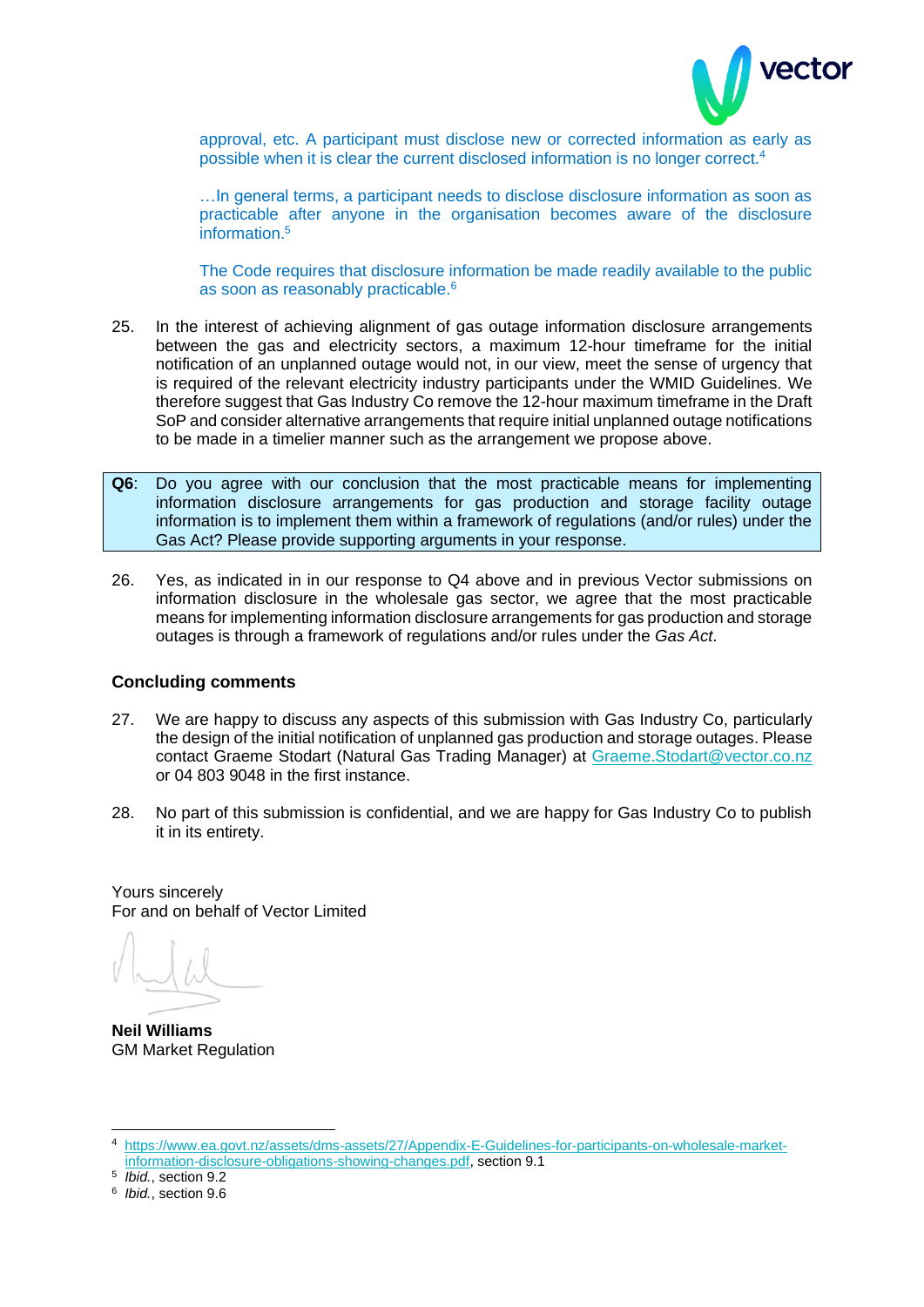> approval, etc. A participant must disclose new or corrected information as early as possible when it is clear the current disclosed information is no longer correct.[4]
>
> …In general terms, a participant needs to disclose disclosure information as soon as practicable after anyone in the organisation becomes aware of the disclosure information.[5]
>
> The Code requires that disclosure information be made readily available to the public as soon as reasonably practicable.[6]

25. In the interest of achieving alignment of gas outage information disclosure arrangements between the gas and electricity sectors, a maximum 12-hour timeframe for the initial notification of an unplanned outage would not, in our view, meet the sense of urgency that is required of the relevant electricity industry participants under the WMID Guidelines. We therefore suggest that Gas Industry Co remove the 12-hour maximum timeframe in the Draft SoP and consider alternative arrangements that require initial unplanned outage notifications to be made in a timelier manner such as the arrangement we propose above.

> **Q6**: Do you agree with our conclusion that the most practicable means for implementing information disclosure arrangements for gas production and storage facility outage information is to implement them within a framework of regulations (and/or rules) under the Gas Act? Please provide supporting arguments in your response.

26. Yes, as indicated in in our response to Q4 above and in previous Vector submissions on information disclosure in the wholesale gas sector, we agree that the most practicable means for implementing information disclosure arrangements for gas production and storage outages is through a framework of regulations and/or rules under the *Gas Act*.

**Concluding comments**

27. We are happy to discuss any aspects of this submission with Gas Industry Co, particularly the design of the initial notification of unplanned gas production and storage outages. Please contact Graeme Stodart (Natural Gas Trading Manager) at Graeme.Stodart@vector.co.nz or 04 803 9048 in the first instance.

28. No part of this submission is confidential, and we are happy for Gas Industry Co to publish it in its entirety.

Yours sincerely
For and on behalf of Vector Limited

**Neil Williams**
GM Market Regulation

---

[4] https://www.ea.govt.nz/assets/dms-assets/27/Appendix-E-Guidelines-for-participants-on-wholesale-market-information-disclosure-obligations-showing-changes.pdf, section 9.1

[5] *Ibid.*, section 9.2

[6] *Ibid.*, section 9.6